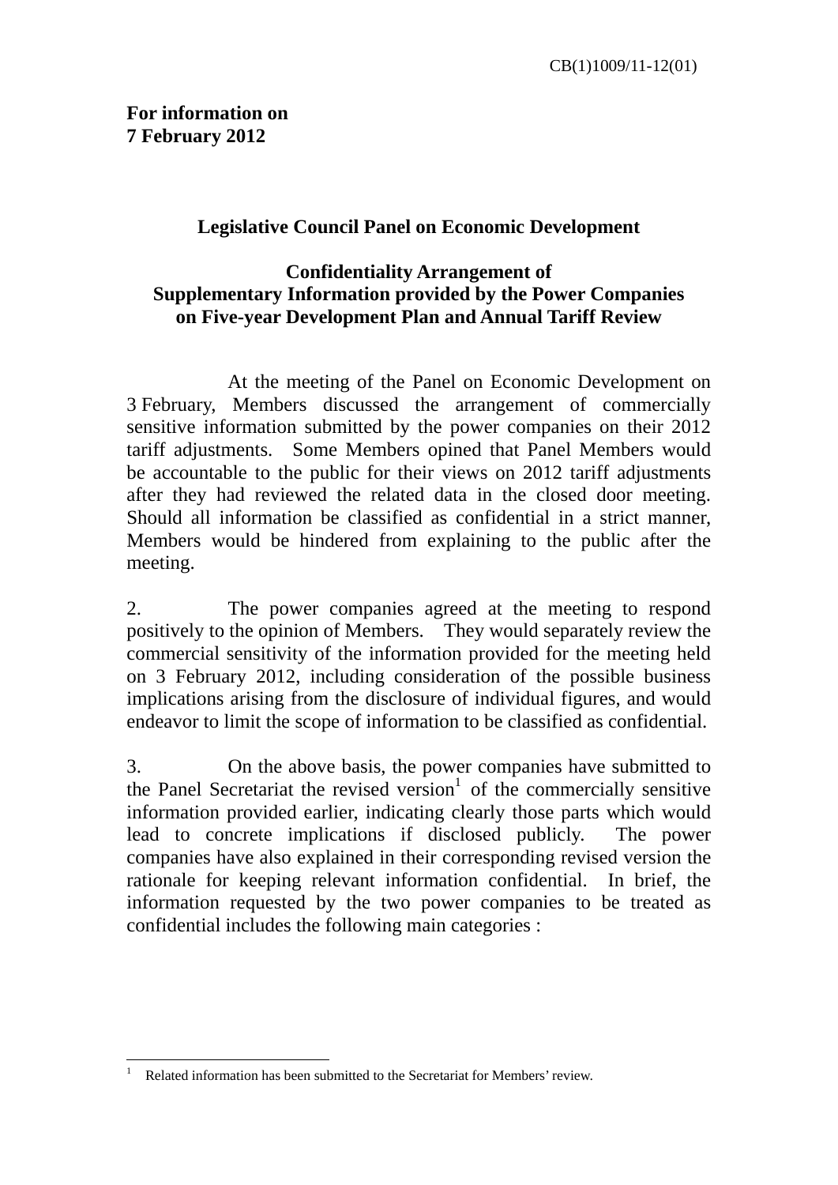CB(1)1009/11-12(01)

**For information on**
**7 February 2012**

**Legislative Council Panel on Economic Development**

**Confidentiality Arrangement of Supplementary Information provided by the Power Companies on Five-year Development Plan and Annual Tariff Review**

At the meeting of the Panel on Economic Development on 3 February, Members discussed the arrangement of commercially sensitive information submitted by the power companies on their 2012 tariff adjustments. Some Members opined that Panel Members would be accountable to the public for their views on 2012 tariff adjustments after they had reviewed the related data in the closed door meeting. Should all information be classified as confidential in a strict manner, Members would be hindered from explaining to the public after the meeting.

2. The power companies agreed at the meeting to respond positively to the opinion of Members. They would separately review the commercial sensitivity of the information provided for the meeting held on 3 February 2012, including consideration of the possible business implications arising from the disclosure of individual figures, and would endeavor to limit the scope of information to be classified as confidential.

3. On the above basis, the power companies have submitted to the Panel Secretariat the revised version[1] of the commercially sensitive information provided earlier, indicating clearly those parts which would lead to concrete implications if disclosed publicly. The power companies have also explained in their corresponding revised version the rationale for keeping relevant information confidential. In brief, the information requested by the two power companies to be treated as confidential includes the following main categories :

[1] Related information has been submitted to the Secretariat for Members' review.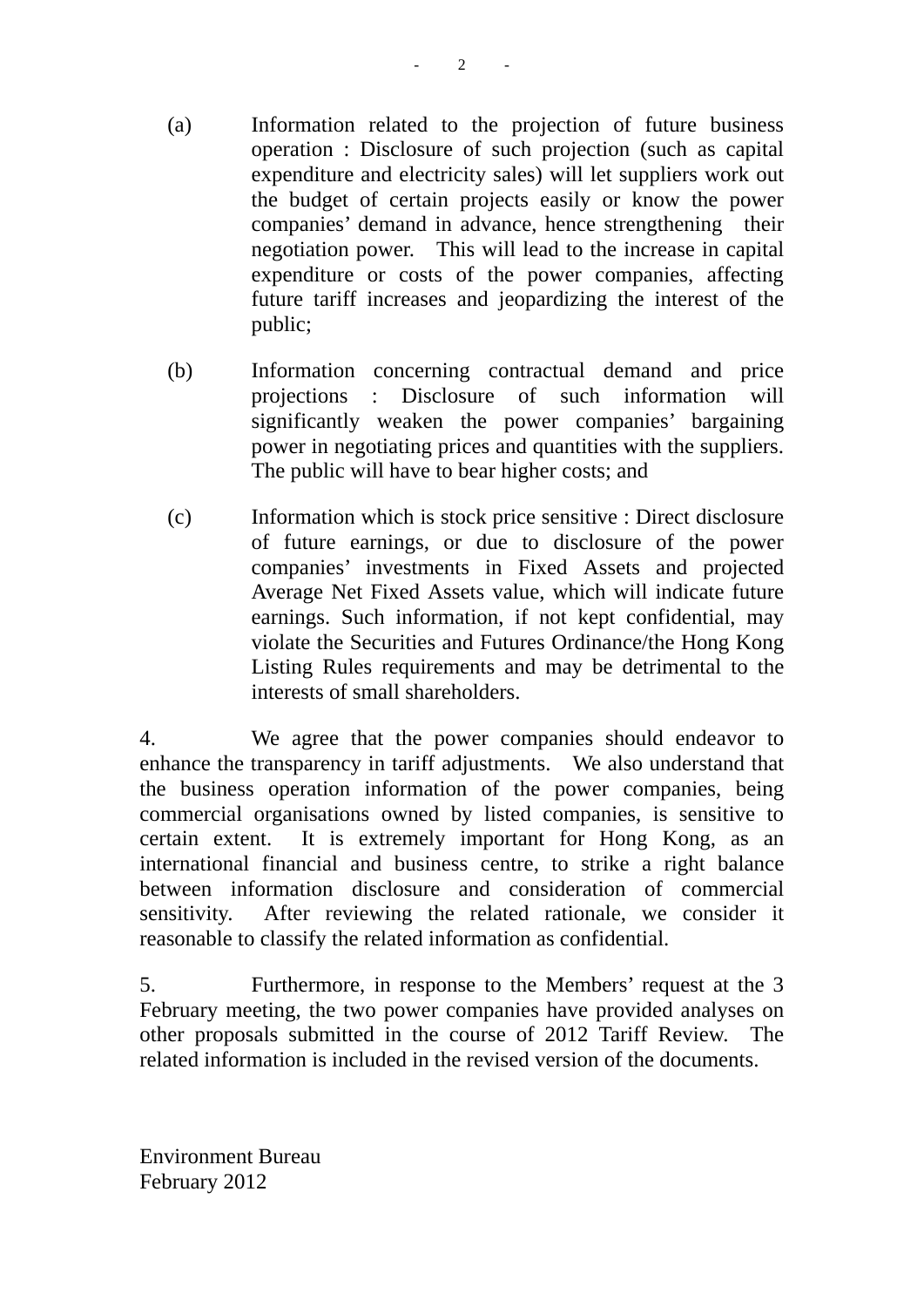(a) Information related to the projection of future business operation : Disclosure of such projection (such as capital expenditure and electricity sales) will let suppliers work out the budget of certain projects easily or know the power companies' demand in advance, hence strengthening their negotiation power. This will lead to the increase in capital expenditure or costs of the power companies, affecting future tariff increases and jeopardizing the interest of the public;

(b) Information concerning contractual demand and price projections : Disclosure of such information will significantly weaken the power companies' bargaining power in negotiating prices and quantities with the suppliers. The public will have to bear higher costs; and

(c) Information which is stock price sensitive : Direct disclosure of future earnings, or due to disclosure of the power companies' investments in Fixed Assets and projected Average Net Fixed Assets value, which will indicate future earnings. Such information, if not kept confidential, may violate the Securities and Futures Ordinance/the Hong Kong Listing Rules requirements and may be detrimental to the interests of small shareholders.

4. We agree that the power companies should endeavor to enhance the transparency in tariff adjustments. We also understand that the business operation information of the power companies, being commercial organisations owned by listed companies, is sensitive to certain extent. It is extremely important for Hong Kong, as an international financial and business centre, to strike a right balance between information disclosure and consideration of commercial sensitivity. After reviewing the related rationale, we consider it reasonable to classify the related information as confidential.

5. Furthermore, in response to the Members' request at the 3 February meeting, the two power companies have provided analyses on other proposals submitted in the course of 2012 Tariff Review. The related information is included in the revised version of the documents.

Environment Bureau
February 2012